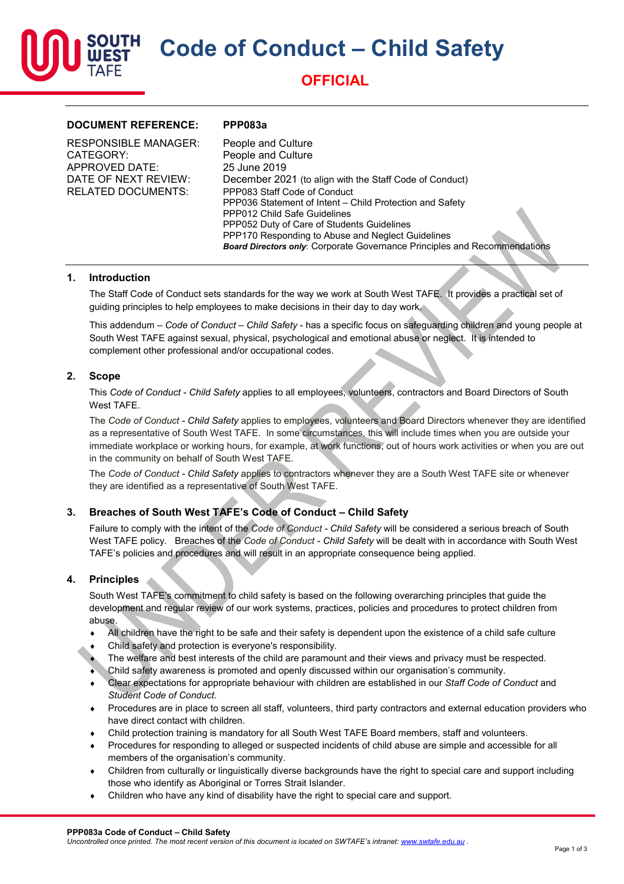# Code of Conduct – Child Safety

**OFFICIAL**

| | |
|---|---|
| **DOCUMENT REFERENCE:** | **PPP083a** |
| RESPONSIBLE MANAGER: | People and Culture |
| CATEGORY: | People and Culture |
| APPROVED DATE: | 25 June 2019 |
| DATE OF NEXT REVIEW: | December 2021 (to align with the Staff Code of Conduct) |
| RELATED DOCUMENTS: | PPP083 Staff Code of Conduct<br>PPP036 Statement of Intent – Child Protection and Safety<br>PPP012 Child Safe Guidelines<br>PPP052 Duty of Care of Students Guidelines<br>PPP170 Responding to Abuse and Neglect Guidelines<br>***Board Directors only***: Corporate Governance Principles and Recommendations |

UNDER REVIEW

## 1. Introduction

The Staff Code of Conduct sets standards for the way we work at South West TAFE. It provides a practical set of guiding principles to help employees to make decisions in their day to day work.

This addendum – *Code of Conduct – Child Safety* - has a specific focus on safeguarding children and young people at South West TAFE against sexual, physical, psychological and emotional abuse or neglect. It is intended to complement other professional and/or occupational codes.

## 2. Scope

This *Code of Conduct - Child Safety* applies to all employees, volunteers, contractors and Board Directors of South West TAFE.

The *Code of Conduct - Child Safety* applies to employees, volunteers and Board Directors whenever they are identified as a representative of South West TAFE. In some circumstances, this will include times when you are outside your immediate workplace or working hours, for example, at work functions, out of hours work activities or when you are out in the community on behalf of South West TAFE.

The *Code of Conduct - Child Safety* applies to contractors whenever they are a South West TAFE site or whenever they are identified as a representative of South West TAFE.

## 3. Breaches of South West TAFE's Code of Conduct – Child Safety

Failure to comply with the intent of the *Code of Conduct - Child Safety* will be considered a serious breach of South West TAFE policy. Breaches of the *Code of Conduct - Child Safety* will be dealt with in accordance with South West TAFE's policies and procedures and will result in an appropriate consequence being applied.

## 4. Principles

South West TAFE's commitment to child safety is based on the following overarching principles that guide the development and regular review of our work systems, practices, policies and procedures to protect children from abuse.

- All children have the right to be safe and their safety is dependent upon the existence of a child safe culture
- Child safety and protection is everyone's responsibility.
- The welfare and best interests of the child are paramount and their views and privacy must be respected.
- Child safety awareness is promoted and openly discussed within our organisation's community.
- Clear expectations for appropriate behaviour with children are established in our *Staff Code of Conduct* and *Student Code of Conduct*.
- Procedures are in place to screen all staff, volunteers, third party contractors and external education providers who have direct contact with children.
- Child protection training is mandatory for all South West TAFE Board members, staff and volunteers.
- Procedures for responding to alleged or suspected incidents of child abuse are simple and accessible for all members of the organisation's community.
- Children from culturally or linguistically diverse backgrounds have the right to special care and support including those who identify as Aboriginal or Torres Strait Islander.
- Children who have any kind of disability have the right to special care and support.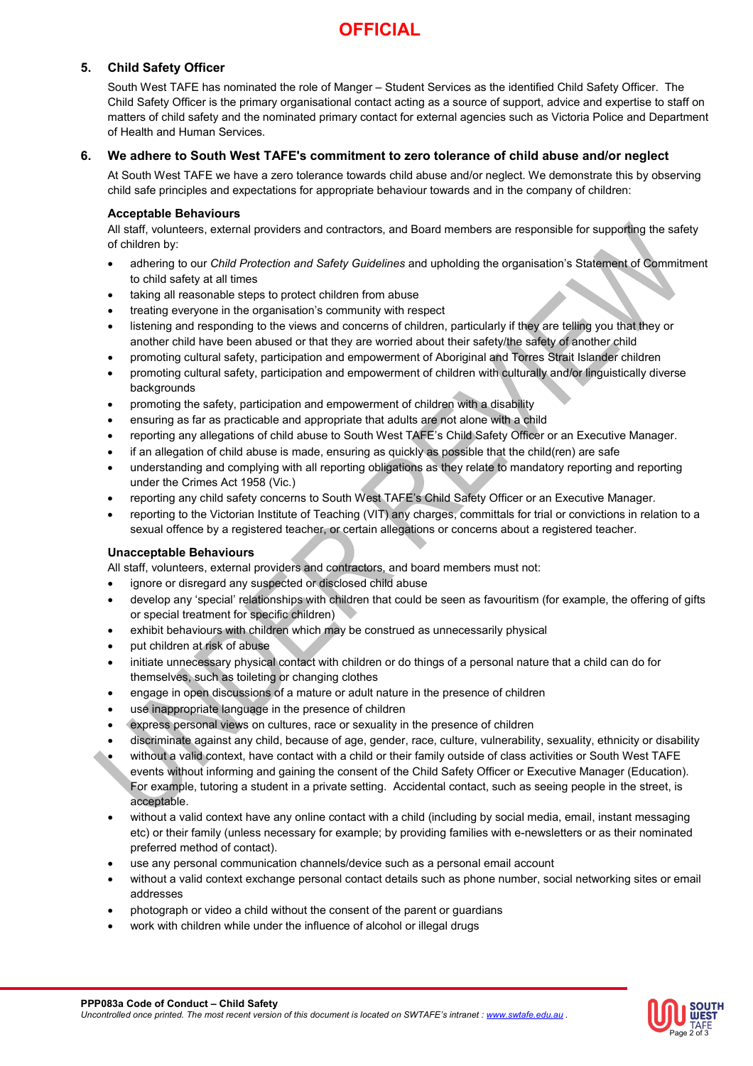**OFFICIAL**

## 5. Child Safety Officer

South West TAFE has nominated the role of Manger – Student Services as the identified Child Safety Officer. The Child Safety Officer is the primary organisational contact acting as a source of support, advice and expertise to staff on matters of child safety and the nominated primary contact for external agencies such as Victoria Police and Department of Health and Human Services.

## 6. We adhere to South West TAFE's commitment to zero tolerance of child abuse and/or neglect

At South West TAFE we have a zero tolerance towards child abuse and/or neglect. We demonstrate this by observing child safe principles and expectations for appropriate behaviour towards and in the company of children:

### Acceptable Behaviours

All staff, volunteers, external providers and contractors, and Board members are responsible for supporting the safety of children by:

- adhering to our *Child Protection and Safety Guidelines* and upholding the organisation's Statement of Commitment to child safety at all times
- taking all reasonable steps to protect children from abuse
- treating everyone in the organisation's community with respect
- listening and responding to the views and concerns of children, particularly if they are telling you that they or another child have been abused or that they are worried about their safety/the safety of another child
- promoting cultural safety, participation and empowerment of Aboriginal and Torres Strait Islander children
- promoting cultural safety, participation and empowerment of children with culturally and/or linguistically diverse backgrounds
- promoting the safety, participation and empowerment of children with a disability
- ensuring as far as practicable and appropriate that adults are not alone with a child
- reporting any allegations of child abuse to South West TAFE's Child Safety Officer or an Executive Manager.
- if an allegation of child abuse is made, ensuring as quickly as possible that the child(ren) are safe
- understanding and complying with all reporting obligations as they relate to mandatory reporting and reporting under the Crimes Act 1958 (Vic.)
- reporting any child safety concerns to South West TAFE's Child Safety Officer or an Executive Manager.
- reporting to the Victorian Institute of Teaching (VIT) any charges, committals for trial or convictions in relation to a sexual offence by a registered teacher, or certain allegations or concerns about a registered teacher.

### Unacceptable Behaviours

All staff, volunteers, external providers and contractors, and board members must not:

- ignore or disregard any suspected or disclosed child abuse
- develop any 'special' relationships with children that could be seen as favouritism (for example, the offering of gifts or special treatment for specific children)
- exhibit behaviours with children which may be construed as unnecessarily physical
- put children at risk of abuse
- initiate unnecessary physical contact with children or do things of a personal nature that a child can do for themselves, such as toileting or changing clothes
- engage in open discussions of a mature or adult nature in the presence of children
- use inappropriate language in the presence of children
- express personal views on cultures, race or sexuality in the presence of children
- discriminate against any child, because of age, gender, race, culture, vulnerability, sexuality, ethnicity or disability
- without a valid context, have contact with a child or their family outside of class activities or South West TAFE events without informing and gaining the consent of the Child Safety Officer or Executive Manager (Education). For example, tutoring a student in a private setting. Accidental contact, such as seeing people in the street, is acceptable.
- without a valid context have any online contact with a child (including by social media, email, instant messaging etc) or their family (unless necessary for example; by providing families with e-newsletters or as their nominated preferred method of contact).
- use any personal communication channels/device such as a personal email account
- without a valid context exchange personal contact details such as phone number, social networking sites or email addresses
- photograph or video a child without the consent of the parent or guardians
- work with children while under the influence of alcohol or illegal drugs

**PPP083a Code of Conduct – Child Safety**
*Uncontrolled once printed. The most recent version of this document is located on SWTAFE's intranet : www.swtafe.edu.au .*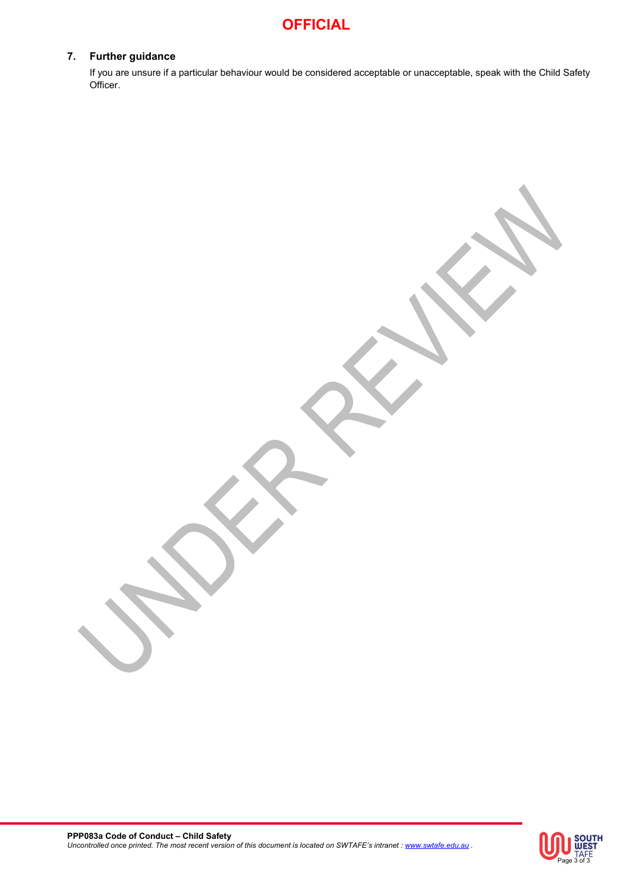## 7. Further guidance

If you are unsure if a particular behaviour would be considered acceptable or unacceptable, speak with the Child Safety Officer.